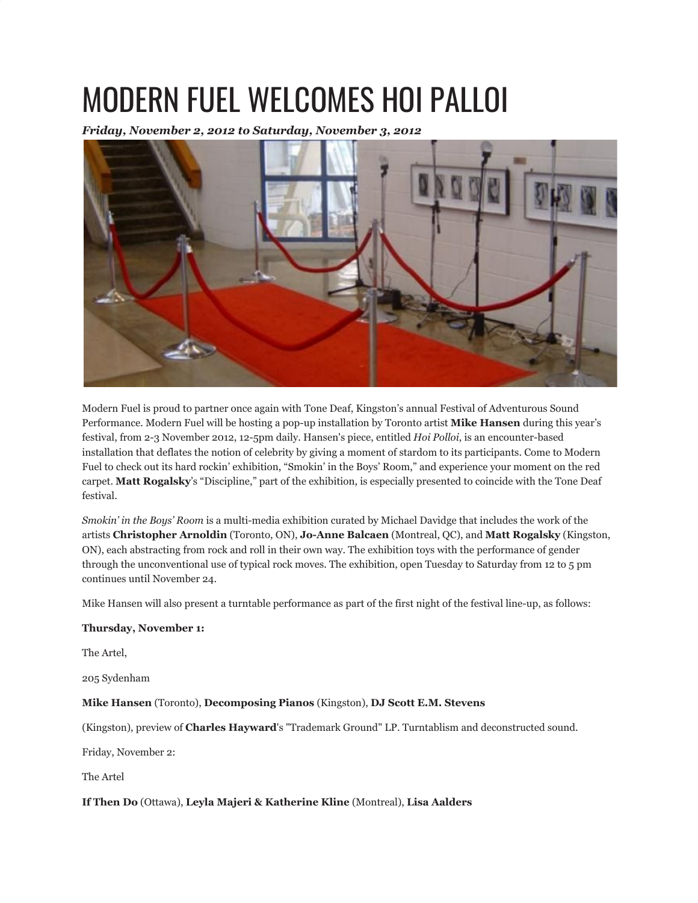# MODERN FUEL WELCOMES HOI PALLOI

***Friday, November 2, 2012 to Saturday, November 3, 2012***

Modern Fuel is proud to partner once again with Tone Deaf, Kingston's annual Festival of Adventurous Sound Performance. Modern Fuel will be hosting a pop-up installation by Toronto artist **Mike Hansen** during this year's festival, from 2-3 November 2012, 12-5pm daily. Hansen's piece, entitled *Hoi Polloi*, is an encounter-based installation that deflates the notion of celebrity by giving a moment of stardom to its participants. Come to Modern Fuel to check out its hard rockin' exhibition, "Smokin' in the Boys' Room," and experience your moment on the red carpet. **Matt Rogalsky**'s "Discipline," part of the exhibition, is especially presented to coincide with the Tone Deaf festival.

*Smokin' in the Boys' Room* is a multi-media exhibition curated by Michael Davidge that includes the work of the artists **Christopher Arnoldin** (Toronto, ON), **Jo-Anne Balcaen** (Montreal, QC), and **Matt Rogalsky** (Kingston, ON), each abstracting from rock and roll in their own way. The exhibition toys with the performance of gender through the unconventional use of typical rock moves. The exhibition, open Tuesday to Saturday from 12 to 5 pm continues until November 24.

Mike Hansen will also present a turntable performance as part of the first night of the festival line-up, as follows:

**Thursday, November 1:**

The Artel,

205 Sydenham

**Mike Hansen** (Toronto), **Decomposing Pianos** (Kingston), **DJ Scott E.M. Stevens**

(Kingston), preview of **Charles Hayward**'s "Trademark Ground" LP. Turntablism and deconstructed sound.

Friday, November 2:

The Artel

**If Then Do** (Ottawa), **Leyla Majeri & Katherine Kline** (Montreal), **Lisa Aalders**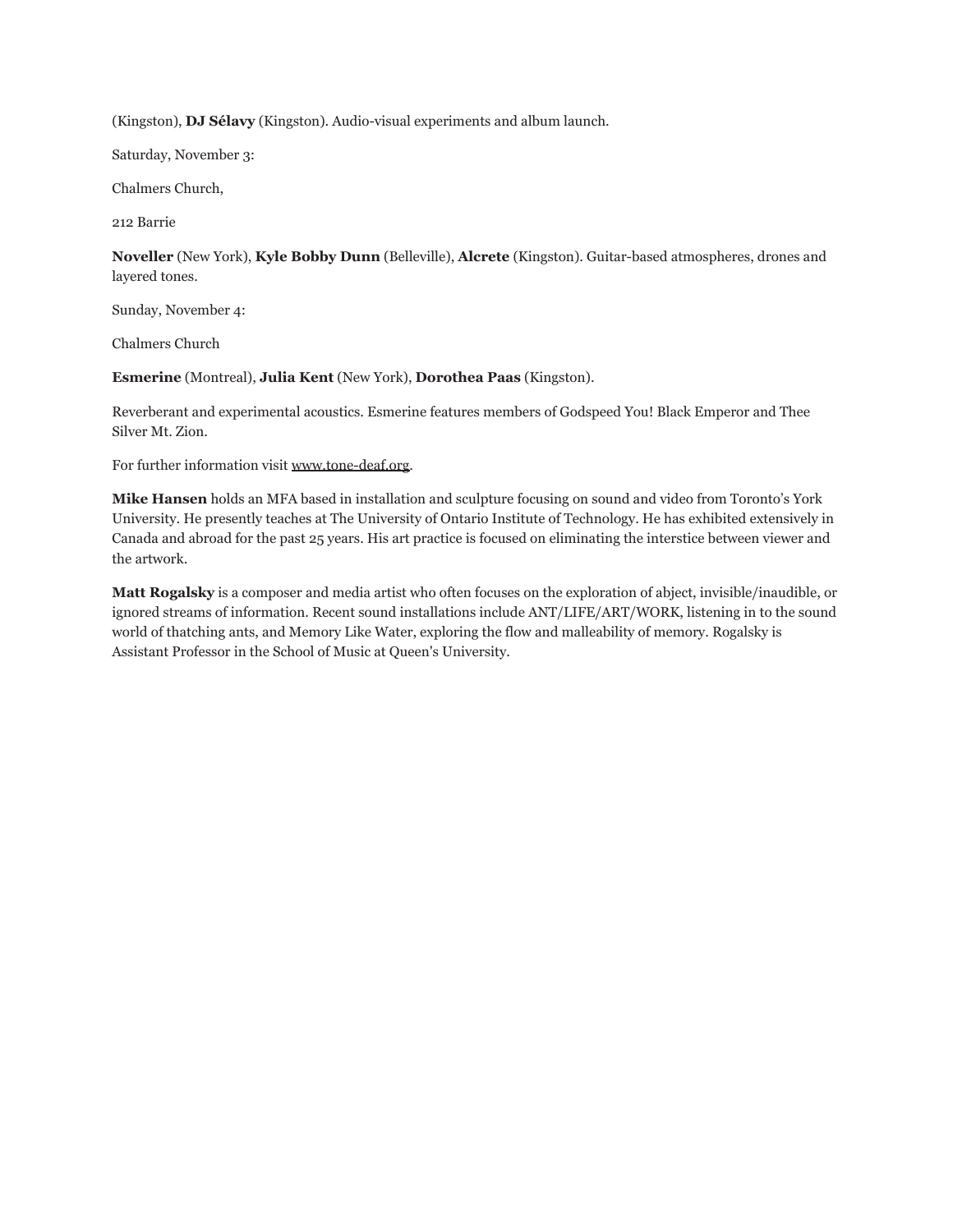(Kingston), **DJ Sélavy** (Kingston). Audio-visual experiments and album launch.

Saturday, November 3:

Chalmers Church,

212 Barrie

**Noveller** (New York), **Kyle Bobby Dunn** (Belleville), **Alcrete** (Kingston). Guitar-based atmospheres, drones and layered tones.

Sunday, November 4:

Chalmers Church

**Esmerine** (Montreal), **Julia Kent** (New York), **Dorothea Paas** (Kingston).

Reverberant and experimental acoustics. Esmerine features members of Godspeed You! Black Emperor and Thee Silver Mt. Zion.

For further information visit www.tone-deaf.org.

**Mike Hansen** holds an MFA based in installation and sculpture focusing on sound and video from Toronto's York University. He presently teaches at The University of Ontario Institute of Technology. He has exhibited extensively in Canada and abroad for the past 25 years. His art practice is focused on eliminating the interstice between viewer and the artwork.

**Matt Rogalsky** is a composer and media artist who often focuses on the exploration of abject, invisible/inaudible, or ignored streams of information. Recent sound installations include ANT/LIFE/ART/WORK, listening in to the sound world of thatching ants, and Memory Like Water, exploring the flow and malleability of memory. Rogalsky is Assistant Professor in the School of Music at Queen's University.